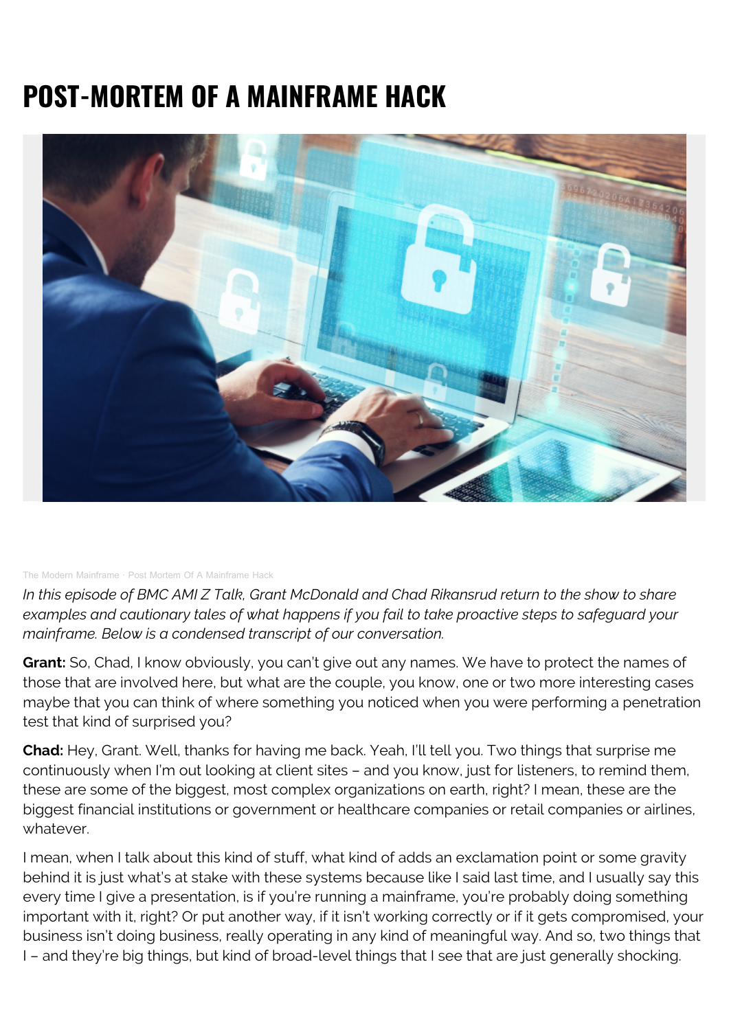# POST-MORTEM OF A MAINFRAME HACK

The Modern Mainframe · Post Mortem Of A Mainframe Hack

*In this episode of BMC AMI Z Talk, Grant McDonald and Chad Rikansrud return to the show to share examples and cautionary tales of what happens if you fail to take proactive steps to safeguard your mainframe. Below is a condensed transcript of our conversation.*

**Grant:** So, Chad, I know obviously, you can't give out any names. We have to protect the names of those that are involved here, but what are the couple, you know, one or two more interesting cases maybe that you can think of where something you noticed when you were performing a penetration test that kind of surprised you?

**Chad:** Hey, Grant. Well, thanks for having me back. Yeah, I'll tell you. Two things that surprise me continuously when I'm out looking at client sites – and you know, just for listeners, to remind them, these are some of the biggest, most complex organizations on earth, right? I mean, these are the biggest financial institutions or government or healthcare companies or retail companies or airlines, whatever.

I mean, when I talk about this kind of stuff, what kind of adds an exclamation point or some gravity behind it is just what's at stake with these systems because like I said last time, and I usually say this every time I give a presentation, is if you're running a mainframe, you're probably doing something important with it, right? Or put another way, if it isn't working correctly or if it gets compromised, your business isn't doing business, really operating in any kind of meaningful way. And so, two things that I – and they're big things, but kind of broad-level things that I see that are just generally shocking.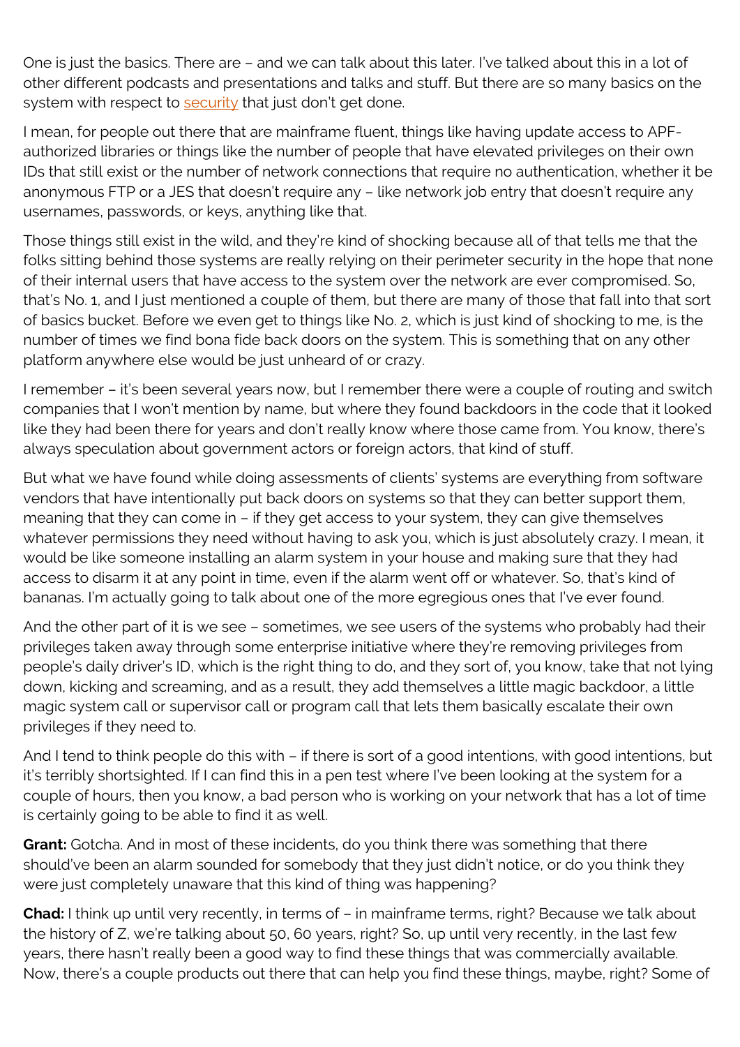One is just the basics. There are – and we can talk about this later. I've talked about this in a lot of other different podcasts and presentations and talks and stuff. But there are so many basics on the system with respect to security that just don't get done.

I mean, for people out there that are mainframe fluent, things like having update access to APF-authorized libraries or things like the number of people that have elevated privileges on their own IDs that still exist or the number of network connections that require no authentication, whether it be anonymous FTP or a JES that doesn't require any – like network job entry that doesn't require any usernames, passwords, or keys, anything like that.

Those things still exist in the wild, and they're kind of shocking because all of that tells me that the folks sitting behind those systems are really relying on their perimeter security in the hope that none of their internal users that have access to the system over the network are ever compromised. So, that's No. 1, and I just mentioned a couple of them, but there are many of those that fall into that sort of basics bucket. Before we even get to things like No. 2, which is just kind of shocking to me, is the number of times we find bona fide back doors on the system. This is something that on any other platform anywhere else would be just unheard of or crazy.

I remember – it's been several years now, but I remember there were a couple of routing and switch companies that I won't mention by name, but where they found backdoors in the code that it looked like they had been there for years and don't really know where those came from. You know, there's always speculation about government actors or foreign actors, that kind of stuff.

But what we have found while doing assessments of clients' systems are everything from software vendors that have intentionally put back doors on systems so that they can better support them, meaning that they can come in – if they get access to your system, they can give themselves whatever permissions they need without having to ask you, which is just absolutely crazy. I mean, it would be like someone installing an alarm system in your house and making sure that they had access to disarm it at any point in time, even if the alarm went off or whatever. So, that's kind of bananas. I'm actually going to talk about one of the more egregious ones that I've ever found.

And the other part of it is we see – sometimes, we see users of the systems who probably had their privileges taken away through some enterprise initiative where they're removing privileges from people's daily driver's ID, which is the right thing to do, and they sort of, you know, take that not lying down, kicking and screaming, and as a result, they add themselves a little magic backdoor, a little magic system call or supervisor call or program call that lets them basically escalate their own privileges if they need to.

And I tend to think people do this with – if there is sort of a good intentions, with good intentions, but it's terribly shortsighted. If I can find this in a pen test where I've been looking at the system for a couple of hours, then you know, a bad person who is working on your network that has a lot of time is certainly going to be able to find it as well.

**Grant:** Gotcha. And in most of these incidents, do you think there was something that there should've been an alarm sounded for somebody that they just didn't notice, or do you think they were just completely unaware that this kind of thing was happening?

**Chad:** I think up until very recently, in terms of – in mainframe terms, right? Because we talk about the history of Z, we're talking about 50, 60 years, right? So, up until very recently, in the last few years, there hasn't really been a good way to find these things that was commercially available. Now, there's a couple products out there that can help you find these things, maybe, right? Some of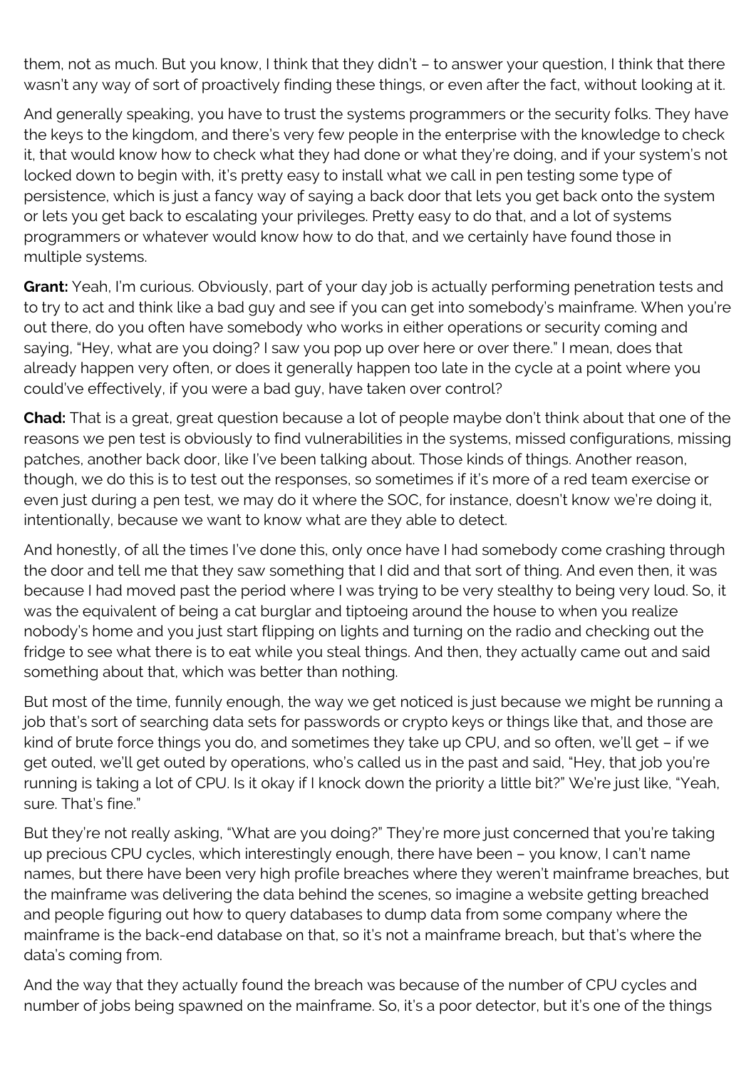them, not as much. But you know, I think that they didn't – to answer your question, I think that there wasn't any way of sort of proactively finding these things, or even after the fact, without looking at it.

And generally speaking, you have to trust the systems programmers or the security folks. They have the keys to the kingdom, and there's very few people in the enterprise with the knowledge to check it, that would know how to check what they had done or what they're doing, and if your system's not locked down to begin with, it's pretty easy to install what we call in pen testing some type of persistence, which is just a fancy way of saying a back door that lets you get back onto the system or lets you get back to escalating your privileges. Pretty easy to do that, and a lot of systems programmers or whatever would know how to do that, and we certainly have found those in multiple systems.

**Grant:** Yeah, I'm curious. Obviously, part of your day job is actually performing penetration tests and to try to act and think like a bad guy and see if you can get into somebody's mainframe. When you're out there, do you often have somebody who works in either operations or security coming and saying, "Hey, what are you doing? I saw you pop up over here or over there." I mean, does that already happen very often, or does it generally happen too late in the cycle at a point where you could've effectively, if you were a bad guy, have taken over control?

**Chad:** That is a great, great question because a lot of people maybe don't think about that one of the reasons we pen test is obviously to find vulnerabilities in the systems, missed configurations, missing patches, another back door, like I've been talking about. Those kinds of things. Another reason, though, we do this is to test out the responses, so sometimes if it's more of a red team exercise or even just during a pen test, we may do it where the SOC, for instance, doesn't know we're doing it, intentionally, because we want to know what are they able to detect.

And honestly, of all the times I've done this, only once have I had somebody come crashing through the door and tell me that they saw something that I did and that sort of thing. And even then, it was because I had moved past the period where I was trying to be very stealthy to being very loud. So, it was the equivalent of being a cat burglar and tiptoeing around the house to when you realize nobody's home and you just start flipping on lights and turning on the radio and checking out the fridge to see what there is to eat while you steal things. And then, they actually came out and said something about that, which was better than nothing.

But most of the time, funnily enough, the way we get noticed is just because we might be running a job that's sort of searching data sets for passwords or crypto keys or things like that, and those are kind of brute force things you do, and sometimes they take up CPU, and so often, we'll get – if we get outed, we'll get outed by operations, who's called us in the past and said, "Hey, that job you're running is taking a lot of CPU. Is it okay if I knock down the priority a little bit?" We're just like, "Yeah, sure. That's fine."

But they're not really asking, "What are you doing?" They're more just concerned that you're taking up precious CPU cycles, which interestingly enough, there have been – you know, I can't name names, but there have been very high profile breaches where they weren't mainframe breaches, but the mainframe was delivering the data behind the scenes, so imagine a website getting breached and people figuring out how to query databases to dump data from some company where the mainframe is the back-end database on that, so it's not a mainframe breach, but that's where the data's coming from.

And the way that they actually found the breach was because of the number of CPU cycles and number of jobs being spawned on the mainframe. So, it's a poor detector, but it's one of the things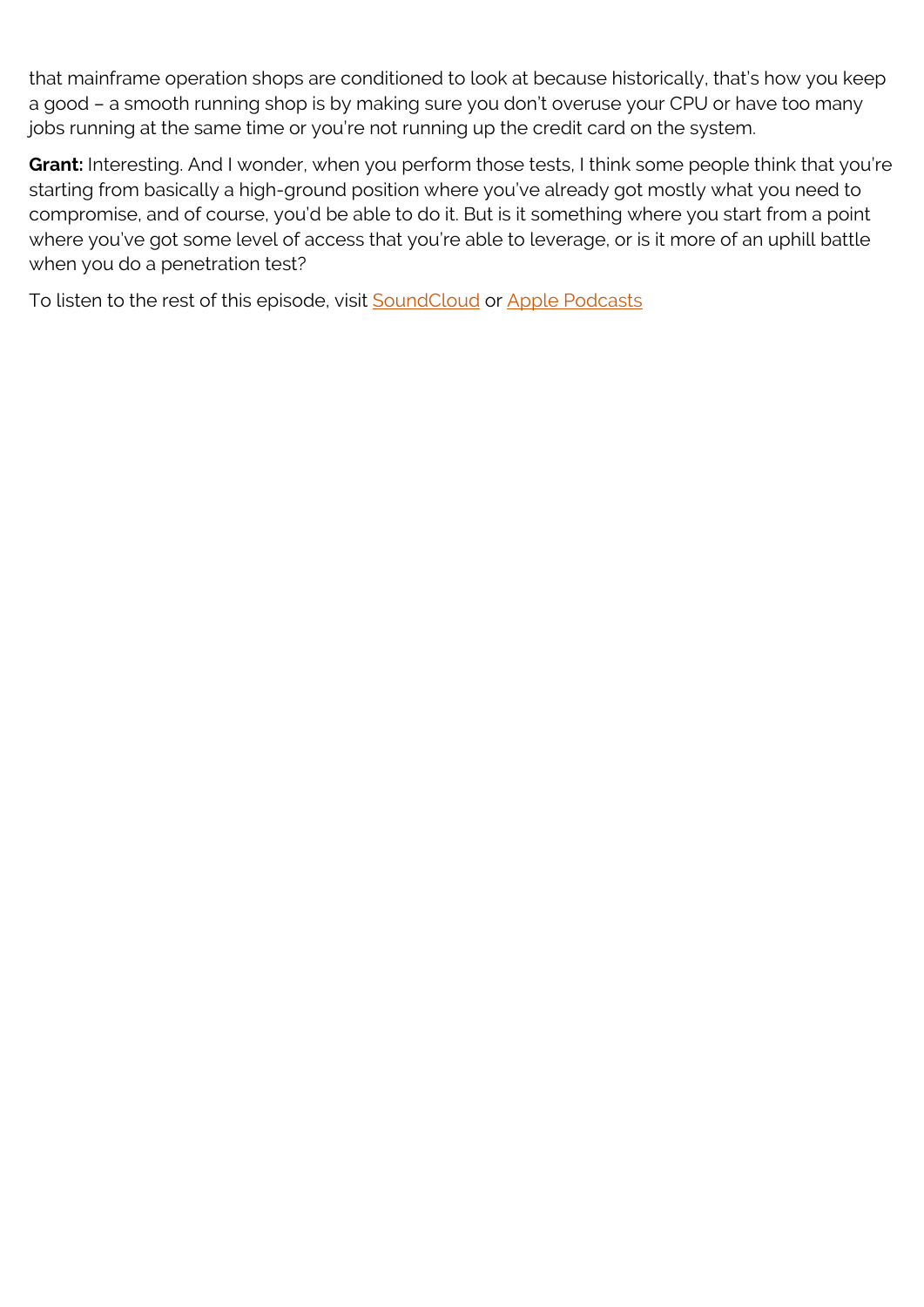that mainframe operation shops are conditioned to look at because historically, that's how you keep a good – a smooth running shop is by making sure you don't overuse your CPU or have too many jobs running at the same time or you're not running up the credit card on the system.

**Grant:** Interesting. And I wonder, when you perform those tests, I think some people think that you're starting from basically a high-ground position where you've already got mostly what you need to compromise, and of course, you'd be able to do it. But is it something where you start from a point where you've got some level of access that you're able to leverage, or is it more of an uphill battle when you do a penetration test?

To listen to the rest of this episode, visit SoundCloud or Apple Podcasts